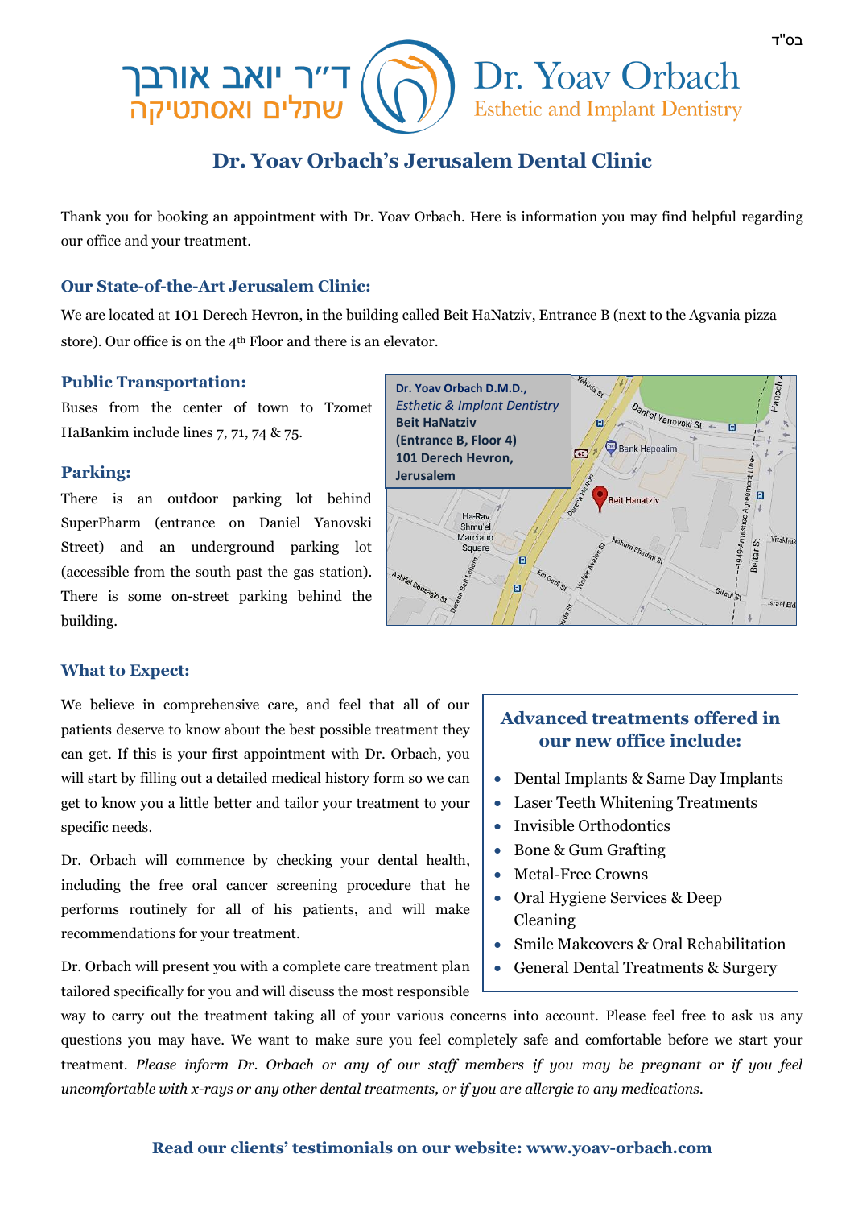בס"ד

ד"ר יואב אורבך
שתלים ואסתטיקה

Dr. Yoav Orbach
Esthetic and Implant Dentistry

# Dr. Yoav Orbach's Jerusalem Dental Clinic

Thank you for booking an appointment with Dr. Yoav Orbach. Here is information you may find helpful regarding our office and your treatment.

### Our State-of-the-Art Jerusalem Clinic:

We are located at 101 Derech Hevron, in the building called Beit HaNatziv, Entrance B (next to the Agvania pizza store). Our office is on the 4th Floor and there is an elevator.

### Public Transportation:

Buses from the center of town to Tzomet HaBankim include lines 7, 71, 74 & 75.

### Parking:

There is an outdoor parking lot behind SuperPharm (entrance on Daniel Yanovski Street) and an underground parking lot (accessible from the south past the gas station). There is some on-street parking behind the building.

**Dr. Yoav Orbach D.M.D.,**
*Esthetic & Implant Dentistry*
**Beit HaNatziv**
**(Entrance B, Floor 4)**
**101 Derech Hevron,**
**Jerusalem**

### What to Expect:

We believe in comprehensive care, and feel that all of our patients deserve to know about the best possible treatment they can get. If this is your first appointment with Dr. Orbach, you will start by filling out a detailed medical history form so we can get to know you a little better and tailor your treatment to your specific needs.

Dr. Orbach will commence by checking your dental health, including the free oral cancer screening procedure that he performs routinely for all of his patients, and will make recommendations for your treatment.

Dr. Orbach will present you with a complete care treatment plan tailored specifically for you and will discuss the most responsible way to carry out the treatment taking all of your various concerns into account. Please feel free to ask us any questions you may have. We want to make sure you feel completely safe and comfortable before we start your treatment. *Please inform Dr. Orbach or any of our staff members if you may be pregnant or if you feel uncomfortable with x-rays or any other dental treatments, or if you are allergic to any medications.*

### Advanced treatments offered in our new office include:

- Dental Implants & Same Day Implants
- Laser Teeth Whitening Treatments
- Invisible Orthodontics
- Bone & Gum Grafting
- Metal-Free Crowns
- Oral Hygiene Services & Deep Cleaning
- Smile Makeovers & Oral Rehabilitation
- General Dental Treatments & Surgery

**Read our clients' testimonials on our website: www.yoav-orbach.com**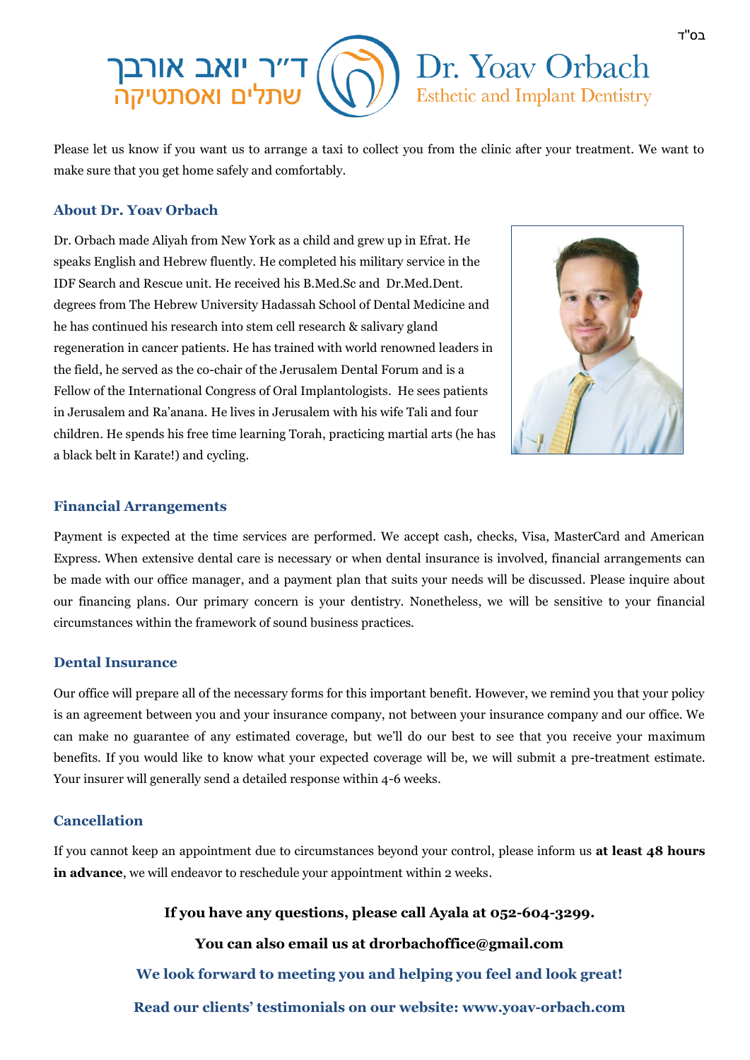בס"ד

ד"ר יואב אורבך
שתלים ואסתטיקה

Dr. Yoav Orbach
Esthetic and Implant Dentistry

Please let us know if you want us to arrange a taxi to collect you from the clinic after your treatment. We want to make sure that you get home safely and comfortably.

## About Dr. Yoav Orbach

Dr. Orbach made Aliyah from New York as a child and grew up in Efrat. He speaks English and Hebrew fluently. He completed his military service in the IDF Search and Rescue unit. He received his B.Med.Sc and Dr.Med.Dent. degrees from The Hebrew University Hadassah School of Dental Medicine and he has continued his research into stem cell research & salivary gland regeneration in cancer patients. He has trained with world renowned leaders in the field, he served as the co-chair of the Jerusalem Dental Forum and is a Fellow of the International Congress of Oral Implantologists. He sees patients in Jerusalem and Ra'anana. He lives in Jerusalem with his wife Tali and four children. He spends his free time learning Torah, practicing martial arts (he has a black belt in Karate!) and cycling.

## Financial Arrangements

Payment is expected at the time services are performed. We accept cash, checks, Visa, MasterCard and American Express. When extensive dental care is necessary or when dental insurance is involved, financial arrangements can be made with our office manager, and a payment plan that suits your needs will be discussed. Please inquire about our financing plans. Our primary concern is your dentistry. Nonetheless, we will be sensitive to your financial circumstances within the framework of sound business practices.

## Dental Insurance

Our office will prepare all of the necessary forms for this important benefit. However, we remind you that your policy is an agreement between you and your insurance company, not between your insurance company and our office. We can make no guarantee of any estimated coverage, but we'll do our best to see that you receive your maximum benefits. If you would like to know what your expected coverage will be, we will submit a pre-treatment estimate. Your insurer will generally send a detailed response within 4-6 weeks.

## Cancellation

If you cannot keep an appointment due to circumstances beyond your control, please inform us **at least 48 hours in advance**, we will endeavor to reschedule your appointment within 2 weeks.

**If you have any questions, please call Ayala at 052-604-3299.**

**You can also email us at drorbachoffice@gmail.com**

**We look forward to meeting you and helping you feel and look great!**

**Read our clients' testimonials on our website: www.yoav-orbach.com**